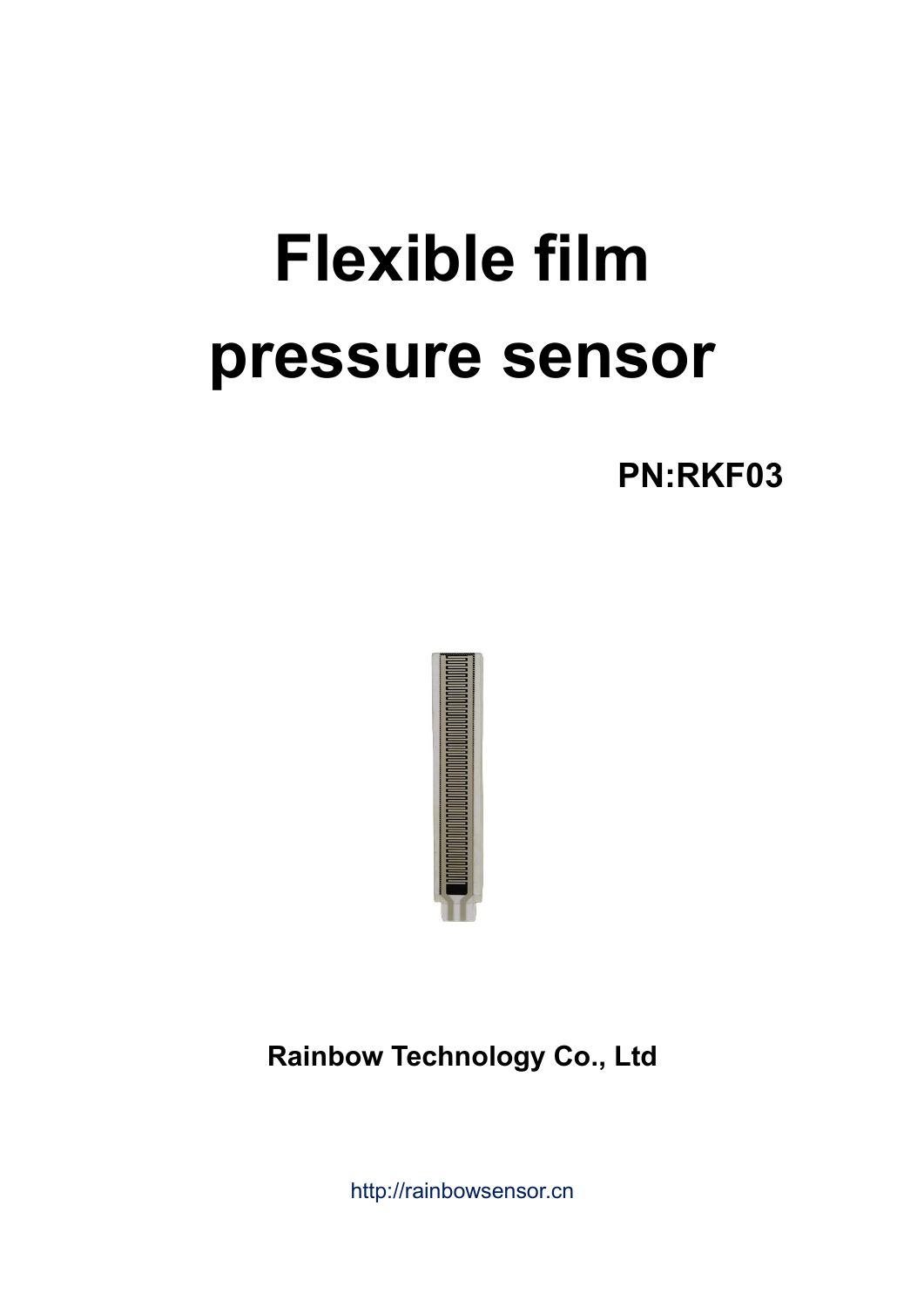# Flexible film pressure sensor

**PN:RKF03**

**Rainbow Technology Co., Ltd**

http://rainbowsensor.cn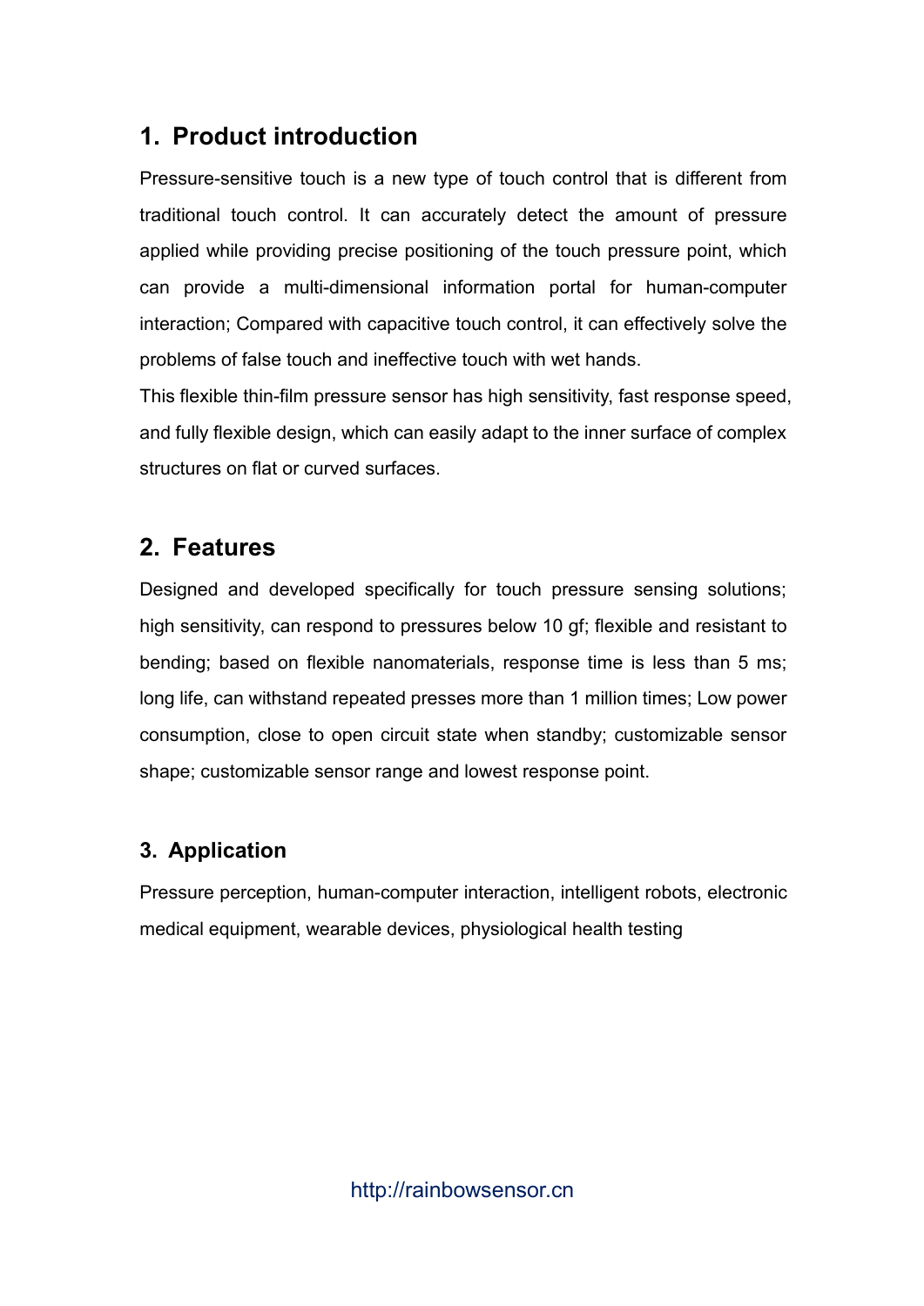## 1. Product introduction

Pressure-sensitive touch is a new type of touch control that is different from traditional touch control. It can accurately detect the amount of pressure applied while providing precise positioning of the touch pressure point, which can provide a multi-dimensional information portal for human-computer interaction; Compared with capacitive touch control, it can effectively solve the problems of false touch and ineffective touch with wet hands.

This flexible thin-film pressure sensor has high sensitivity, fast response speed, and fully flexible design, which can easily adapt to the inner surface of complex structures on flat or curved surfaces.

## 2. Features

Designed and developed specifically for touch pressure sensing solutions; high sensitivity, can respond to pressures below 10 gf; flexible and resistant to bending; based on flexible nanomaterials, response time is less than 5 ms; long life, can withstand repeated presses more than 1 million times; Low power consumption, close to open circuit state when standby; customizable sensor shape; customizable sensor range and lowest response point.

## 3. Application

Pressure perception, human-computer interaction, intelligent robots, electronic medical equipment, wearable devices, physiological health testing

http://rainbowsensor.cn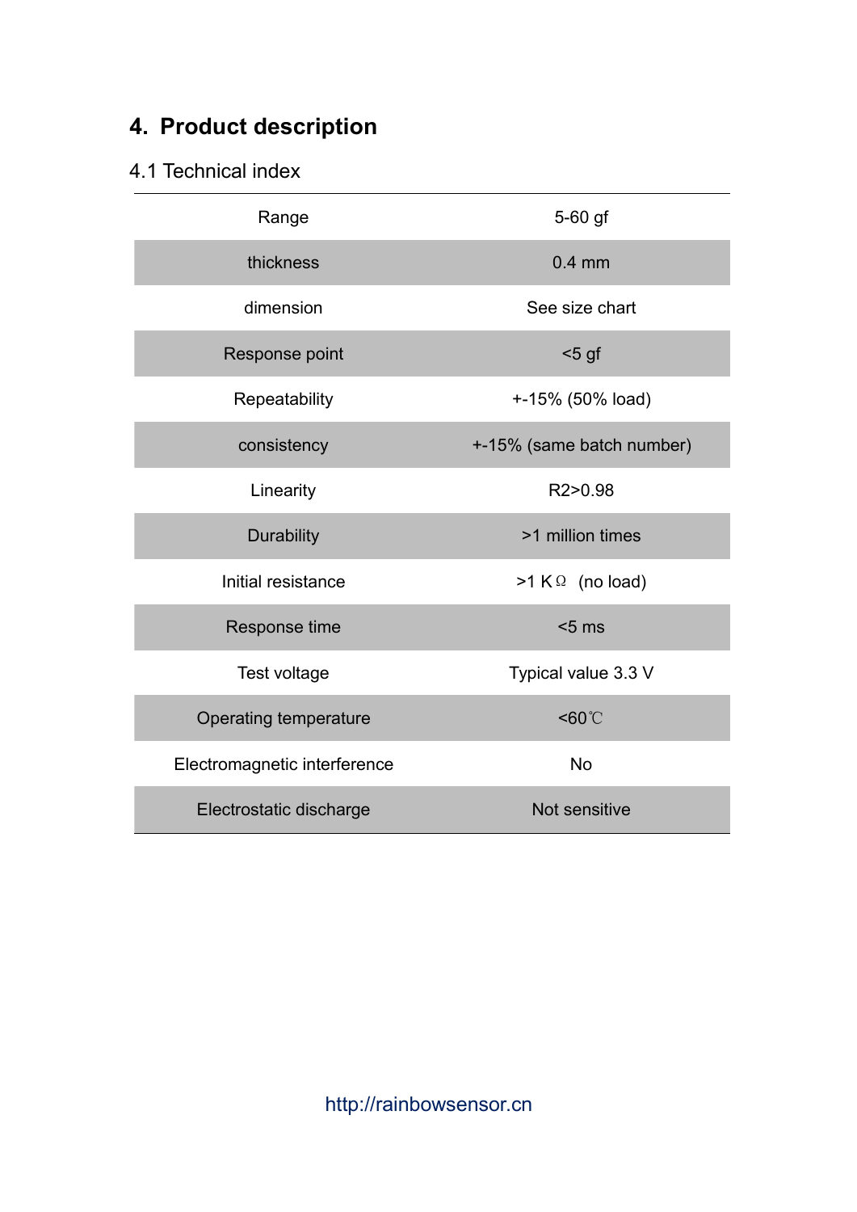# 4. Product description

## 4.1 Technical index

| | |
|---|---|
| Range | 5-60 gf |
| thickness | 0.4 mm |
| dimension | See size chart |
| Response point | <5 gf |
| Repeatability | +-15% (50% load) |
| consistency | +-15% (same batch number) |
| Linearity | R2>0.98 |
| Durability | >1 million times |
| Initial resistance | >1 KΩ (no load) |
| Response time | <5 ms |
| Test voltage | Typical value 3.3 V |
| Operating temperature | <60℃ |
| Electromagnetic interference | No |
| Electrostatic discharge | Not sensitive |

http://rainbowsensor.cn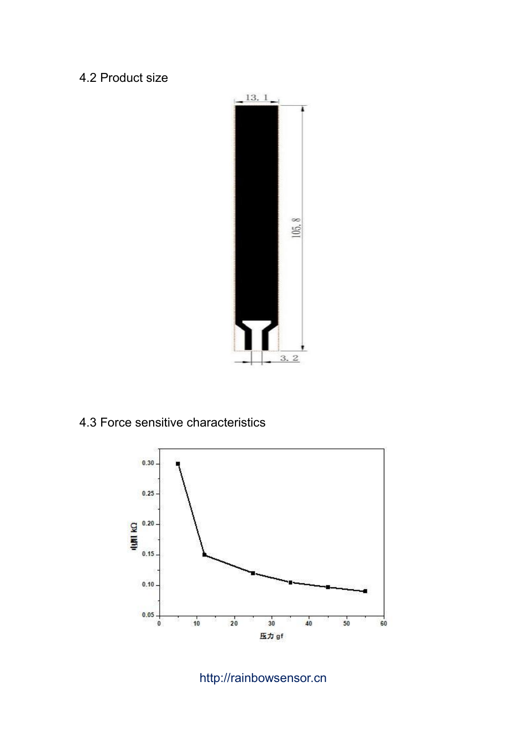4.2 Product size

4.3 Force sensitive characteristics

http://rainbowsensor.cn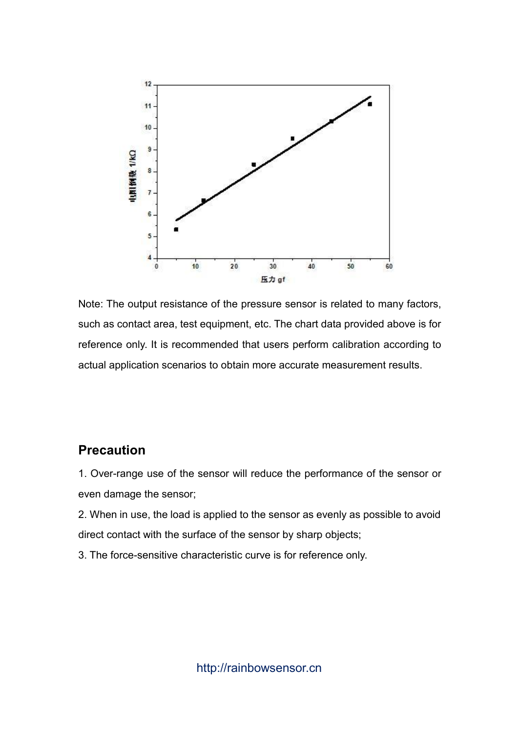12
11
10
9
8
7
6
5
4

电阻倒数 1/kΩ

0
10
20
30
40
50
60

压力 gf

Note: The output resistance of the pressure sensor is related to many factors, such as contact area, test equipment, etc. The chart data provided above is for reference only. It is recommended that users perform calibration according to actual application scenarios to obtain more accurate measurement results.

## Precaution

1. Over-range use of the sensor will reduce the performance of the sensor or even damage the sensor;
2. When in use, the load is applied to the sensor as evenly as possible to avoid direct contact with the surface of the sensor by sharp objects;
3. The force-sensitive characteristic curve is for reference only.

http://rainbowsensor.cn